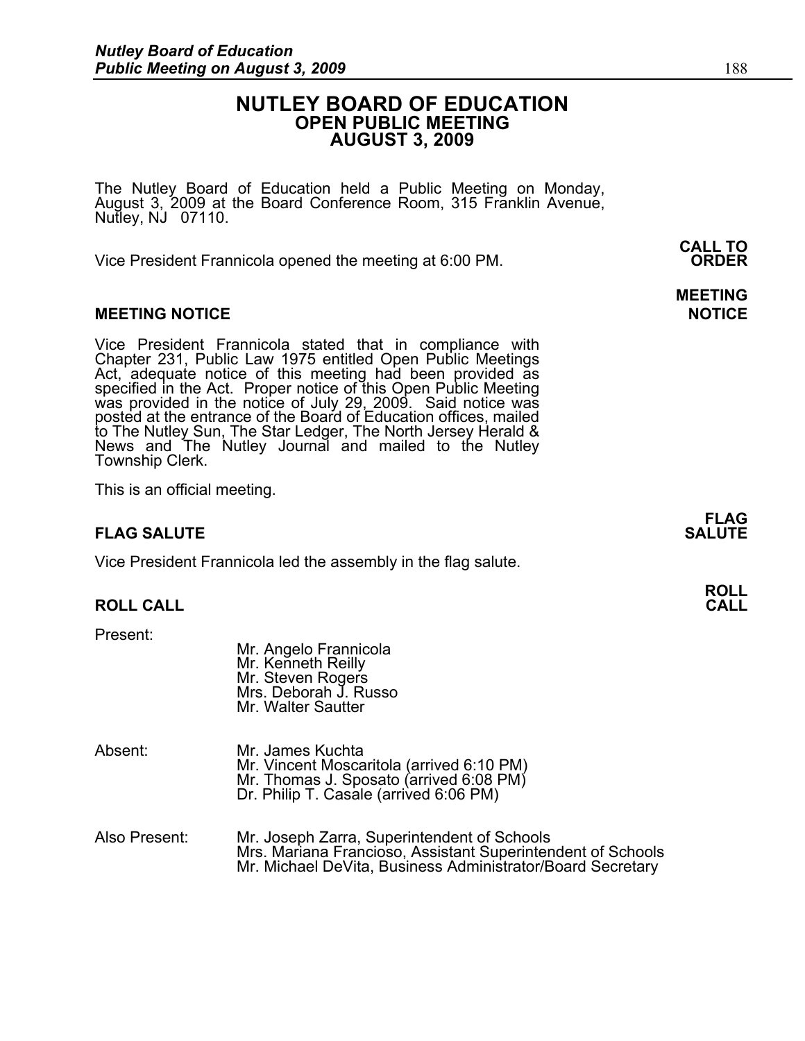# NUTLEY BOARD OF EDUCATION
## OPEN PUBLIC MEETING
## AUGUST 3, 2009

The Nutley Board of Education held a Public Meeting on Monday, August 3, 2009 at the Board Conference Room, 315 Franklin Avenue, Nutley, NJ 07110.

**CALL TO ORDER**

Vice President Frannicola opened the meeting at 6:00 PM.

**MEETING NOTICE**

### MEETING NOTICE

Vice President Frannicola stated that in compliance with Chapter 231, Public Law 1975 entitled Open Public Meetings Act, adequate notice of this meeting had been provided as specified in the Act. Proper notice of this Open Public Meeting was provided in the notice of July 29, 2009. Said notice was posted at the entrance of the Board of Education offices, mailed to The Nutley Sun, The Star Ledger, The North Jersey Herald & News and The Nutley Journal and mailed to the Nutley Township Clerk.

This is an official meeting.

**FLAG SALUTE**

### FLAG SALUTE

Vice President Frannicola led the assembly in the flag salute.

**ROLL CALL**

### ROLL CALL

Present:

Mr. Angelo Frannicola
Mr. Kenneth Reilly
Mr. Steven Rogers
Mrs. Deborah J. Russo
Mr. Walter Sautter

Absent:

Mr. James Kuchta
Mr. Vincent Moscaritola (arrived 6:10 PM)
Mr. Thomas J. Sposato (arrived 6:08 PM)
Dr. Philip T. Casale (arrived 6:06 PM)

Also Present:

Mr. Joseph Zarra, Superintendent of Schools
Mrs. Mariana Francioso, Assistant Superintendent of Schools
Mr. Michael DeVita, Business Administrator/Board Secretary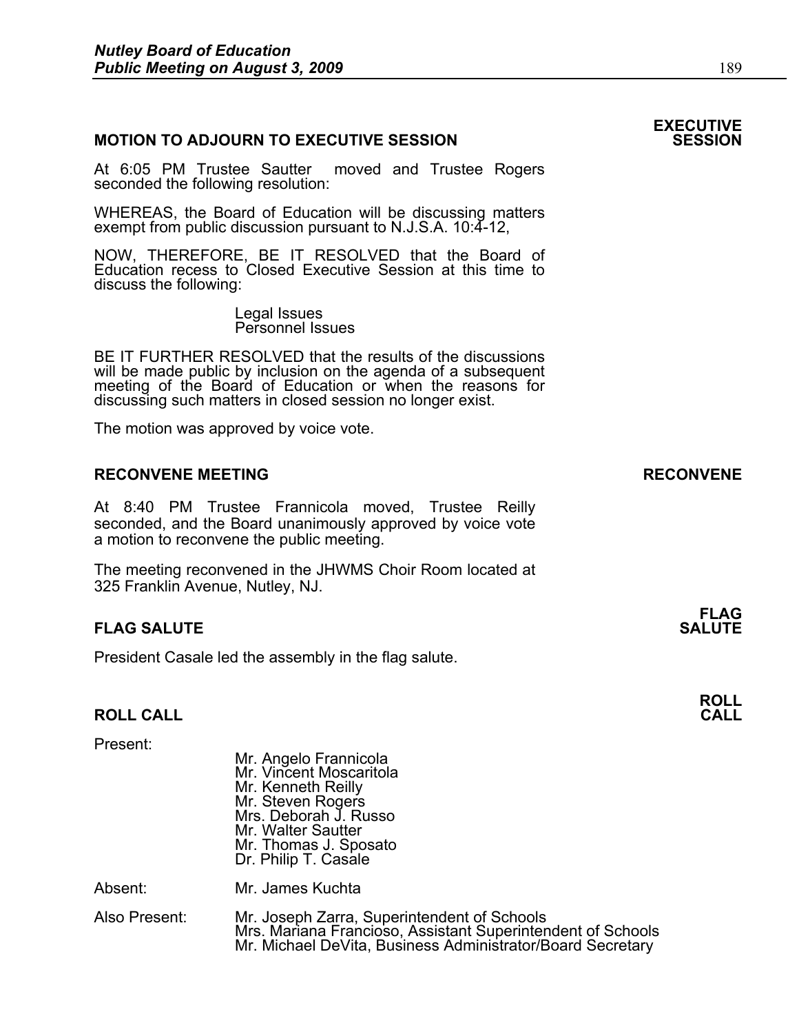## MOTION TO ADJOURN TO EXECUTIVE SESSION

**EXECUTIVE SESSION**

At 6:05 PM Trustee Sautter moved and Trustee Rogers seconded the following resolution:

WHEREAS, the Board of Education will be discussing matters exempt from public discussion pursuant to N.J.S.A. 10:4-12,

NOW, THEREFORE, BE IT RESOLVED that the Board of Education recess to Closed Executive Session at this time to discuss the following:

Legal Issues
Personnel Issues

BE IT FURTHER RESOLVED that the results of the discussions will be made public by inclusion on the agenda of a subsequent meeting of the Board of Education or when the reasons for discussing such matters in closed session no longer exist.

The motion was approved by voice vote.

## RECONVENE MEETING

**RECONVENE**

At 8:40 PM Trustee Frannicola moved, Trustee Reilly seconded, and the Board unanimously approved by voice vote a motion to reconvene the public meeting.

The meeting reconvened in the JHWMS Choir Room located at 325 Franklin Avenue, Nutley, NJ.

## FLAG SALUTE

**FLAG SALUTE**

President Casale led the assembly in the flag salute.

## ROLL CALL

**ROLL CALL**

Present:

Mr. Angelo Frannicola
Mr. Vincent Moscaritola
Mr. Kenneth Reilly
Mr. Steven Rogers
Mrs. Deborah J. Russo
Mr. Walter Sautter
Mr. Thomas J. Sposato
Dr. Philip T. Casale

Absent: Mr. James Kuchta

Also Present: Mr. Joseph Zarra, Superintendent of Schools
Mrs. Mariana Francioso, Assistant Superintendent of Schools
Mr. Michael DeVita, Business Administrator/Board Secretary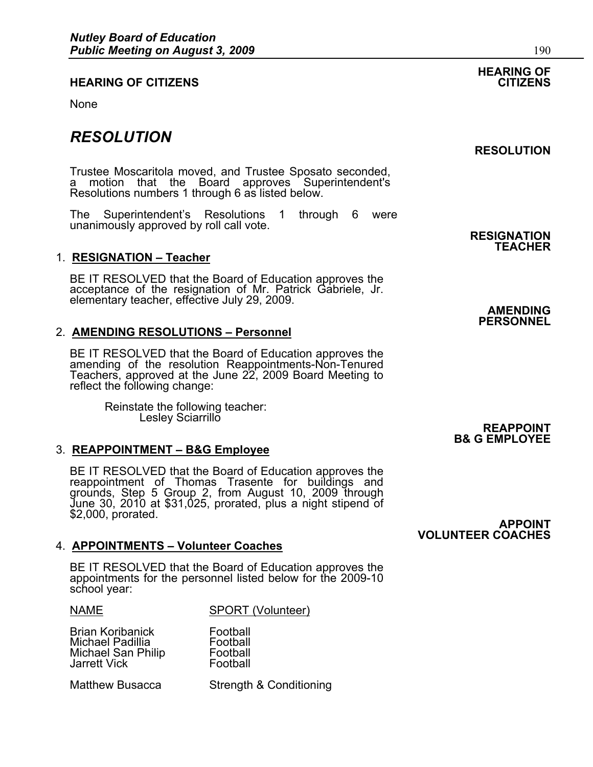**HEARING OF CITIZENS**

**HEARING OF CITIZENS**

None

# *RESOLUTION*

**RESOLUTION**

Trustee Moscaritola moved, and Trustee Sposato seconded, a motion that the Board approves Superintendent's Resolutions numbers 1 through 6 as listed below.

The Superintendent's Resolutions 1 through 6 were unanimously approved by roll call vote.

**RESIGNATION TEACHER**

1. **RESIGNATION – Teacher**

   BE IT RESOLVED that the Board of Education approves the acceptance of the resignation of Mr. Patrick Gabriele, Jr. elementary teacher, effective July 29, 2009.

**AMENDING PERSONNEL**

2. **AMENDING RESOLUTIONS – Personnel**

   BE IT RESOLVED that the Board of Education approves the amending of the resolution Reappointments-Non-Tenured Teachers, approved at the June 22, 2009 Board Meeting to reflect the following change:

   Reinstate the following teacher:
   Lesley Sciarrillo

**REAPPOINT B& G EMPLOYEE**

3. **REAPPOINTMENT – B&G Employee**

   BE IT RESOLVED that the Board of Education approves the reappointment of Thomas Trasente for buildings and grounds, Step 5 Group 2, from August 10, 2009 through June 30, 2010 at $31,025, prorated, plus a night stipend of $2,000, prorated.

**APPOINT VOLUNTEER COACHES**

4. **APPOINTMENTS – Volunteer Coaches**

   BE IT RESOLVED that the Board of Education approves the appointments for the personnel listed below for the 2009-10 school year:

| NAME | SPORT (Volunteer) |
|---|---|
| Brian Koribanick | Football |
| Michael Padillia | Football |
| Michael San Philip | Football |
| Jarrett Vick | Football |
| Matthew Busacca | Strength & Conditioning |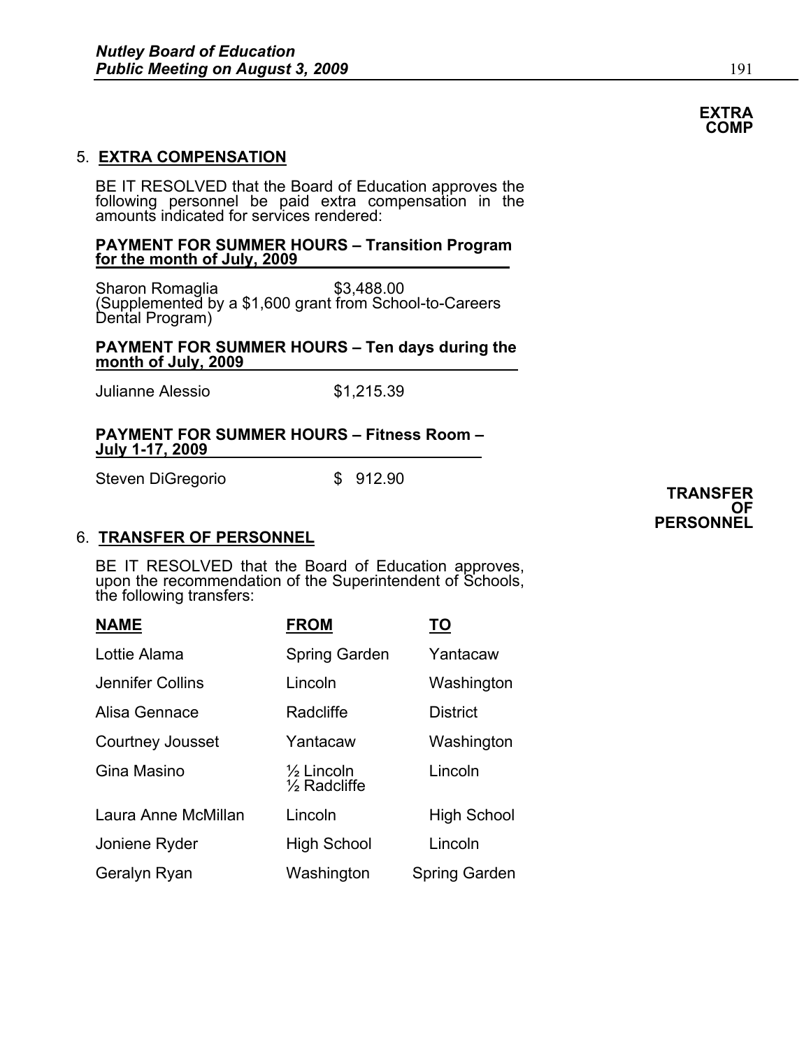**EXTRA COMP**

5. **EXTRA COMPENSATION**

BE IT RESOLVED that the Board of Education approves the following personnel be paid extra compensation in the amounts indicated for services rendered:

**PAYMENT FOR SUMMER HOURS – Transition Program for the month of July, 2009**

Sharon Romaglia $3,488.00
(Supplemented by a $1,600 grant from School-to-Careers Dental Program)

**PAYMENT FOR SUMMER HOURS – Ten days during the month of July, 2009**

Julianne Alessio $1,215.39

**PAYMENT FOR SUMMER HOURS – Fitness Room – July 1-17, 2009**

Steven DiGregorio $ 912.90

**TRANSFER OF PERSONNEL**

6. **TRANSFER OF PERSONNEL**

BE IT RESOLVED that the Board of Education approves, upon the recommendation of the Superintendent of Schools, the following transfers:

| NAME | FROM | TO |
|---|---|---|
| Lottie Alama | Spring Garden | Yantacaw |
| Jennifer Collins | Lincoln | Washington |
| Alisa Gennace | Radcliffe | District |
| Courtney Jousset | Yantacaw | Washington |
| Gina Masino | ½ Lincoln ½ Radcliffe | Lincoln |
| Laura Anne McMillan | Lincoln | High School |
| Joniene Ryder | High School | Lincoln |
| Geralyn Ryan | Washington | Spring Garden |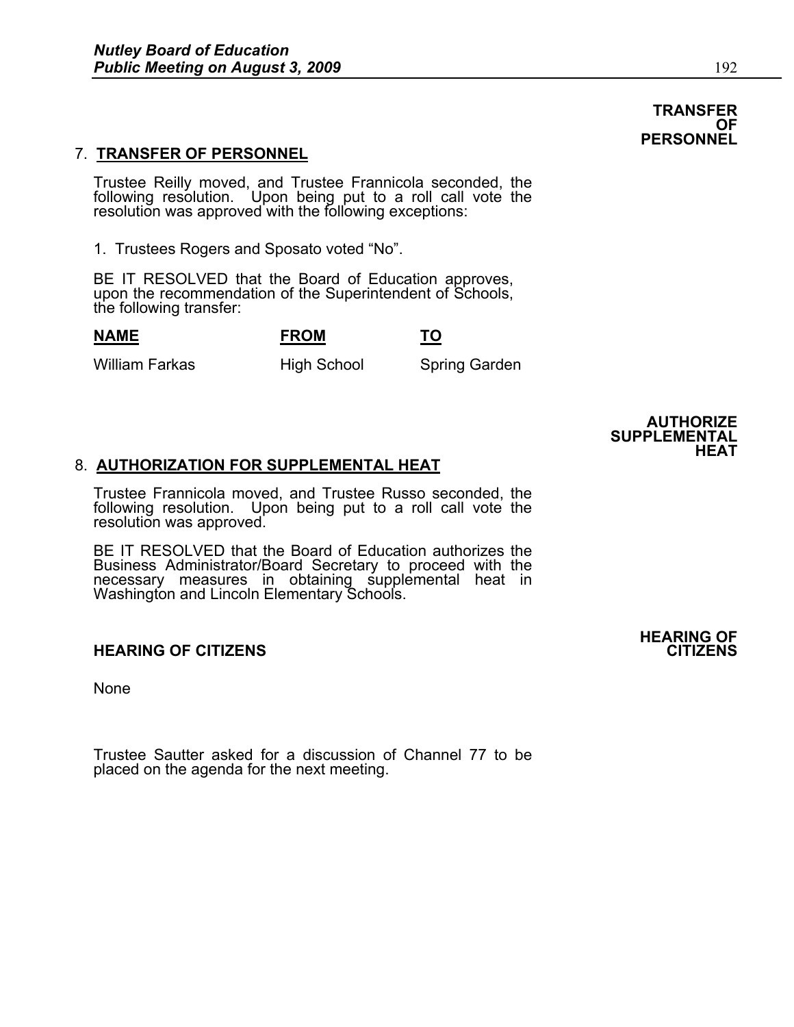**TRANSFER OF PERSONNEL**

## 7. TRANSFER OF PERSONNEL

Trustee Reilly moved, and Trustee Frannicola seconded, the following resolution. Upon being put to a roll call vote the resolution was approved with the following exceptions:

1. Trustees Rogers and Sposato voted "No".

BE IT RESOLVED that the Board of Education approves, upon the recommendation of the Superintendent of Schools, the following transfer:

| NAME | FROM | TO |
|---|---|---|
| William Farkas | High School | Spring Garden |

**AUTHORIZE SUPPLEMENTAL HEAT**

## 8. AUTHORIZATION FOR SUPPLEMENTAL HEAT

Trustee Frannicola moved, and Trustee Russo seconded, the following resolution. Upon being put to a roll call vote the resolution was approved.

BE IT RESOLVED that the Board of Education authorizes the Business Administrator/Board Secretary to proceed with the necessary measures in obtaining supplemental heat in Washington and Lincoln Elementary Schools.

**HEARING OF CITIZENS**

## HEARING OF CITIZENS

None

Trustee Sautter asked for a discussion of Channel 77 to be placed on the agenda for the next meeting.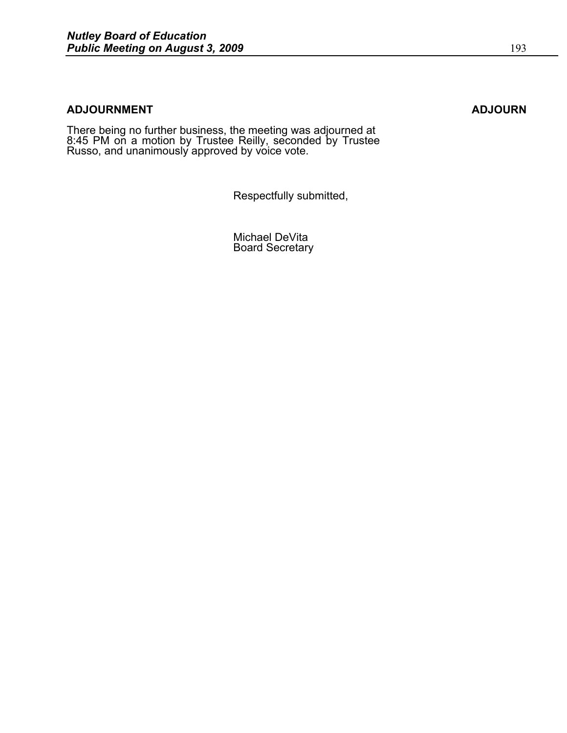## ADJOURNMENT

**ADJOURN**

There being no further business, the meeting was adjourned at 8:45 PM on a motion by Trustee Reilly, seconded by Trustee Russo, and unanimously approved by voice vote.

Respectfully submitted,

Michael DeVita
Board Secretary